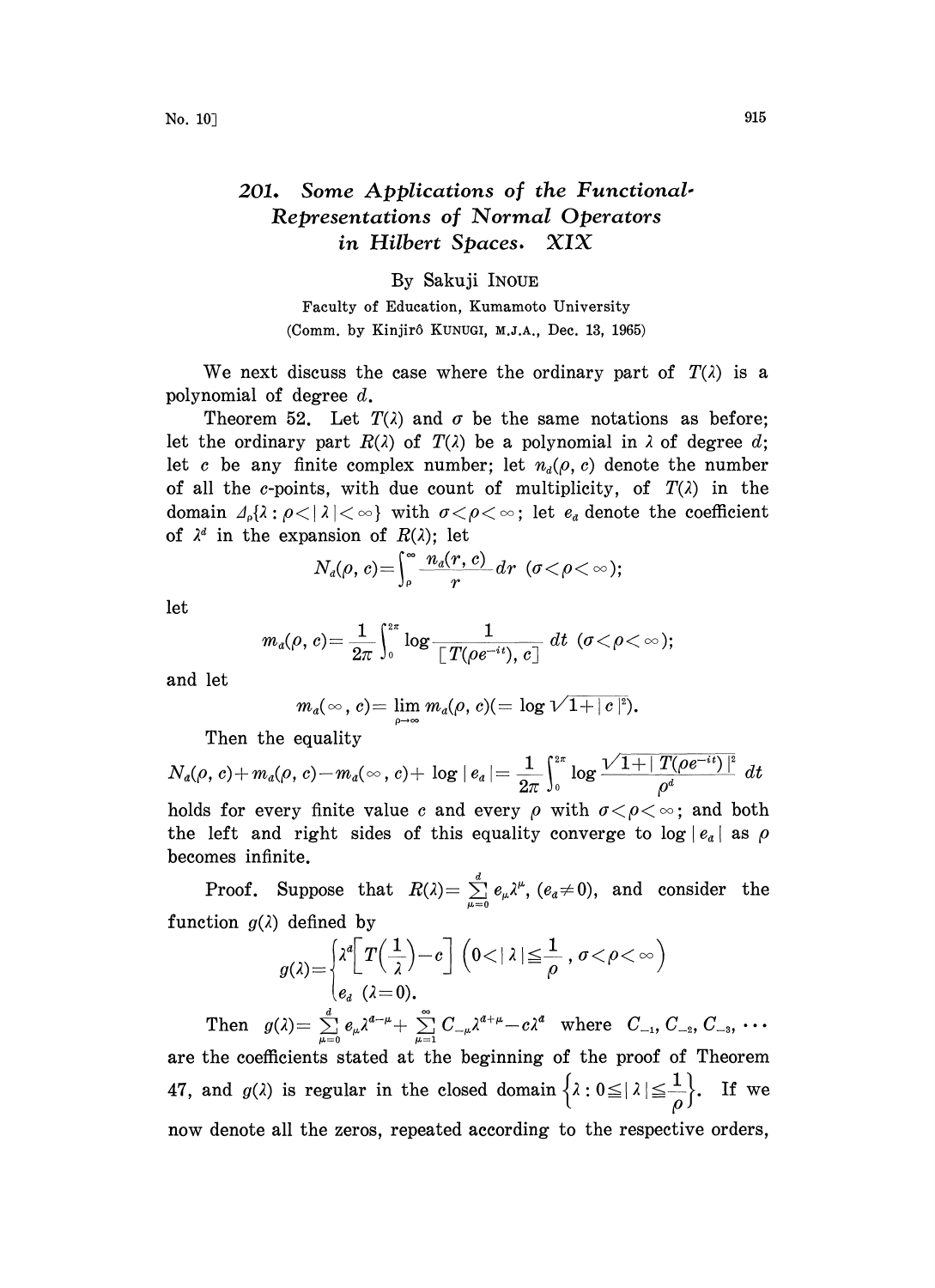# 201. Some Applications of the Functional-Representations of Normal Operators in Hilbert Spaces. XIX

By Sakuji INOUE

Faculty of Education, Kumamoto University

(Comm. by Kinjirô KUNUGI, M.J.A., Dec. 13, 1965)

We next discuss the case where the ordinary part of $T(\lambda)$ is a polynomial of degree $d$.

Theorem 52. Let $T(\lambda)$ and $\sigma$ be the same notations as before; let the ordinary part $R(\lambda)$ of $T(\lambda)$ be a polynomial in $\lambda$ of degree $d$; let $c$ be any finite complex number; let $n_d(\rho, c)$ denote the number of all the $c$-points, with due count of multiplicity, of $T(\lambda)$ in the domain $\Delta_\rho\{\lambda : \rho < |\lambda| < \infty\}$ with $\sigma < \rho < \infty$; let $e_d$ denote the coefficient of $\lambda^d$ in the expansion of $R(\lambda)$; let

$$N_d(\rho, c) = \int_\rho^\infty \frac{n_d(r, c)}{r} dr \quad (\sigma < \rho < \infty);$$

let

$$m_d(\rho, c) = \frac{1}{2\pi}\int_0^{2\pi} \log \frac{1}{[T(\rho e^{-it}), c]} dt \quad (\sigma < \rho < \infty);$$

and let

$$m_d(\infty, c) = \lim_{\rho \to \infty} m_d(\rho, c) (= \log \sqrt{1+|c|^2}).$$

Then the equality

$$N_d(\rho, c) + m_d(\rho, c) - m_d(\infty, c) + \log|e_d| = \frac{1}{2\pi}\int_0^{2\pi} \log \frac{\sqrt{1+|T(\rho e^{-it})|^2}}{\rho^d} dt$$

holds for every finite value $c$ and every $\rho$ with $\sigma < \rho < \infty$; and both the left and right sides of this equality converge to $\log|e_d|$ as $\rho$ becomes infinite.

Proof. Suppose that $R(\lambda) = \sum_{\mu=0}^{d} e_\mu \lambda^\mu$, $(e_d \neq 0)$, and consider the function $g(\lambda)$ defined by

$$g(\lambda) = \begin{cases} \lambda^d \Big[ T\Big(\dfrac{1}{\lambda}\Big) - c \Big] & \Big(0 < |\lambda| \leqq \dfrac{1}{\rho},\ \sigma < \rho < \infty\Big) \\ e_d & (\lambda = 0). \end{cases}$$

Then $g(\lambda) = \sum_{\mu=0}^{d} e_\mu \lambda^{d-\mu} + \sum_{\mu=1}^{\infty} C_{-\mu} \lambda^{d+\mu} - c\lambda^d$ where $C_{-1}, C_{-2}, C_{-3}, \cdots$ are the coefficients stated at the beginning of the proof of Theorem 47, and $g(\lambda)$ is regular in the closed domain $\Big\{\lambda : 0 \leqq |\lambda| \leqq \dfrac{1}{\rho}\Big\}$. If we now denote all the zeros, repeated according to the respective orders,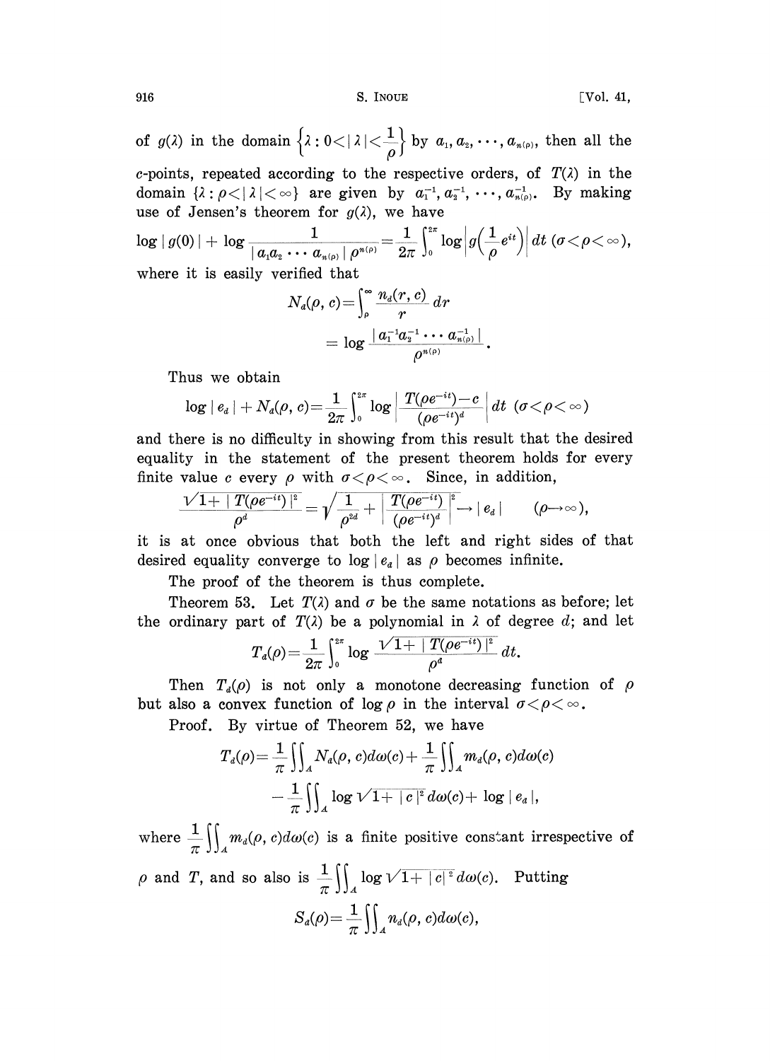of $g(\lambda)$ in the domain $\left\{\lambda : 0<|\lambda|<\frac{1}{\rho}\right\}$ by $a_1, a_2, \cdots, a_{n(\rho)}$, then all the $c$-points, repeated according to the respective orders, of $T(\lambda)$ in the domain $\{\lambda : \rho<|\lambda|<\infty\}$ are given by $a_1^{-1}, a_2^{-1}, \cdots, a_{n(\rho)}^{-1}$. By making use of Jensen's theorem for $g(\lambda)$, we have

$$\log|g(0)| + \log\frac{1}{|a_1 a_2 \cdots a_{n(\rho)}|\,\rho^{n(\rho)}} = \frac{1}{2\pi}\int_0^{2\pi} \log\left|g\left(\frac{1}{\rho}e^{it}\right)\right| dt \ (\sigma<\rho<\infty),$$

where it is easily verified that

$$N_d(\rho, c) = \int_\rho^\infty \frac{n_d(r, c)}{r}\, dr = \log\frac{|a_1^{-1} a_2^{-1} \cdots a_{n(\rho)}^{-1}|}{\rho^{n(\rho)}}.$$

Thus we obtain

$$\log|e_d| + N_d(\rho, c) = \frac{1}{2\pi}\int_0^{2\pi} \log\left|\frac{T(\rho e^{-it}) - c}{(\rho e^{-it})^d}\right| dt \ (\sigma<\rho<\infty)$$

and there is no difficulty in showing from this result that the desired equality in the statement of the present theorem holds for every finite value $c$ every $\rho$ with $\sigma<\rho<\infty$. Since, in addition,

$$\frac{\sqrt{1+|T(\rho e^{-it})|^2}}{\rho^d} = \sqrt{\frac{1}{\rho^{2d}} + \left|\frac{T(\rho e^{-it})}{(\rho e^{-it})^d}\right|^2} \to |e_d| \qquad (\rho\to\infty),$$

it is at once obvious that both the left and right sides of that desired equality converge to $\log|e_d|$ as $\rho$ becomes infinite.

The proof of the theorem is thus complete.

Theorem 53. Let $T(\lambda)$ and $\sigma$ be the same notations as before; let the ordinary part of $T(\lambda)$ be a polynomial in $\lambda$ of degree $d$; and let

$$T_d(\rho) = \frac{1}{2\pi}\int_0^{2\pi} \log\frac{\sqrt{1+|T(\rho e^{-it})|^2}}{\rho^d}\, dt.$$

Then $T_d(\rho)$ is not only a monotone decreasing function of $\rho$ but also a convex function of $\log\rho$ in the interval $\sigma<\rho<\infty$.

Proof. By virtue of Theorem 52, we have

$$T_d(\rho) = \frac{1}{\pi}\iint_A N_d(\rho, c)\, d\omega(c) + \frac{1}{\pi}\iint_A m_d(\rho, c)\, d\omega(c) - \frac{1}{\pi}\iint_A \log\sqrt{1+|c|^2}\, d\omega(c) + \log|e_d|,$$

where $\frac{1}{\pi}\iint_A m_d(\rho, c)\, d\omega(c)$ is a finite positive constant irrespective of $\rho$ and $T$, and so also is $\frac{1}{\pi}\iint_A \log\sqrt{1+|c|^2}\, d\omega(c)$. Putting

$$S_d(\rho) = \frac{1}{\pi}\iint_A n_d(\rho, c)\, d\omega(c),$$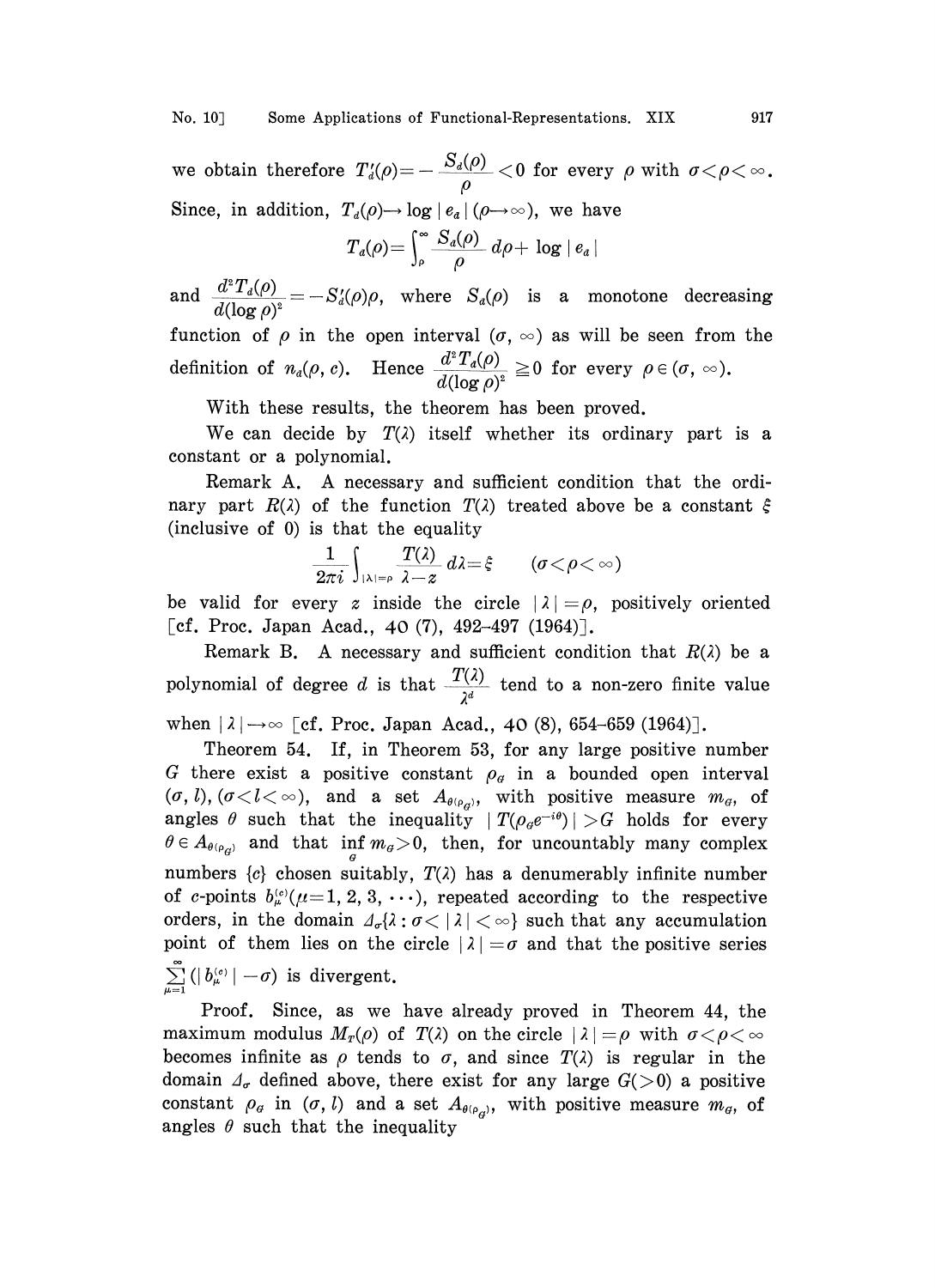we obtain therefore $T_d'(\rho)=-\dfrac{S_d(\rho)}{\rho}<0$ for every $\rho$ with $\sigma<\rho<\infty$. Since, in addition, $T_d(\rho)\to\log|e_d|$ $(\rho\to\infty)$, we have

$$T_d(\rho)=\int_\rho^\infty \frac{S_d(\rho)}{\rho}\,d\rho+\log|e_d|$$

and $\dfrac{d^2T_d(\rho)}{d(\log\rho)^2}=-S_d'(\rho)\rho$, where $S_d(\rho)$ is a monotone decreasing function of $\rho$ in the open interval $(\sigma,\infty)$ as will be seen from the definition of $n_d(\rho, c)$. Hence $\dfrac{d^2T_d(\rho)}{d(\log\rho)^2}\geqq 0$ for every $\rho\in(\sigma,\infty)$.

With these results, the theorem has been proved.

We can decide by $T(\lambda)$ itself whether its ordinary part is a constant or a polynomial.

Remark A. A necessary and sufficient condition that the ordinary part $R(\lambda)$ of the function $T(\lambda)$ treated above be a constant $\xi$ (inclusive of 0) is that the equality

$$\frac{1}{2\pi i}\int_{|\lambda|=\rho}\frac{T(\lambda)}{\lambda-z}\,d\lambda=\xi \qquad (\sigma<\rho<\infty)$$

be valid for every $z$ inside the circle $|\lambda|=\rho$, positively oriented [cf. Proc. Japan Acad., 40 (7), 492–497 (1964)].

Remark B. A necessary and sufficient condition that $R(\lambda)$ be a polynomial of degree $d$ is that $\dfrac{T(\lambda)}{\lambda^d}$ tend to a non-zero finite value when $|\lambda|\to\infty$ [cf. Proc. Japan Acad., 40 (8), 654–659 (1964)].

Theorem 54. If, in Theorem 53, for any large positive number $G$ there exist a positive constant $\rho_G$ in a bounded open interval $(\sigma, l)$, $(\sigma<l<\infty)$, and a set $A_{\theta(\rho_G)}$, with positive measure $m_G$, of angles $\theta$ such that the inequality $|T(\rho_G e^{-i\theta})|>G$ holds for every $\theta\in A_{\theta(\rho_G)}$ and that $\inf\limits_G m_G>0$, then, for uncountably many complex numbers $\{c\}$ chosen suitably, $T(\lambda)$ has a denumerably infinite number of $c$-points $b_\mu^{(c)}(\mu=1,2,3,\cdots)$, repeated according to the respective orders, in the domain $\Delta_\sigma\{\lambda:\sigma<|\lambda|<\infty\}$ such that any accumulation point of them lies on the circle $|\lambda|=\sigma$ and that the positive series $\sum\limits_{\mu=1}^\infty(|b_\mu^{(c)}|-\sigma)$ is divergent.

Proof. Since, as we have already proved in Theorem 44, the maximum modulus $M_T(\rho)$ of $T(\lambda)$ on the circle $|\lambda|=\rho$ with $\sigma<\rho<\infty$ becomes infinite as $\rho$ tends to $\sigma$, and since $T(\lambda)$ is regular in the domain $\Delta_\sigma$ defined above, there exist for any large $G(>0)$ a positive constant $\rho_G$ in $(\sigma, l)$ and a set $A_{\theta(\rho_G)}$, with positive measure $m_G$, of angles $\theta$ such that the inequality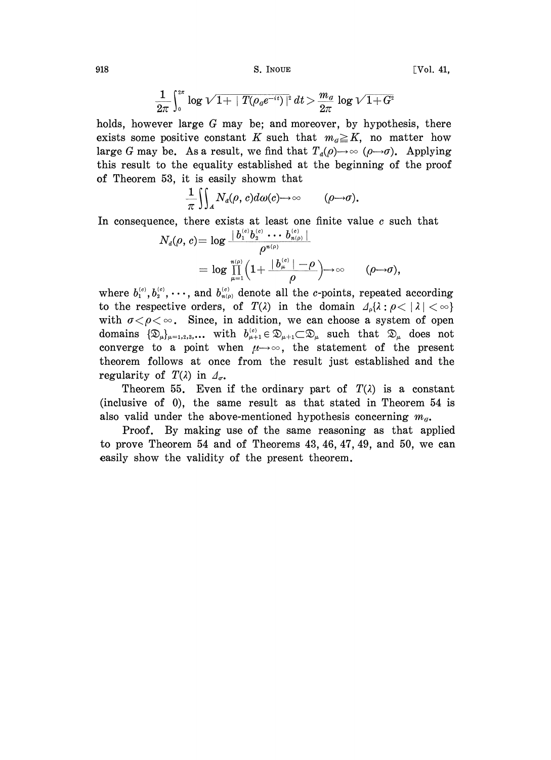$$\frac{1}{2\pi}\int_0^{2\pi} \log \sqrt{1+|T(\rho_G e^{-it})|^2}\,dt > \frac{m_G}{2\pi}\log\sqrt{1+G^2}$$

holds, however large $G$ may be; and moreover, by hypothesis, there exists some positive constant $K$ such that $m_G \geqq K$, no matter how large $G$ may be. As a result, we find that $T_d(\rho) \to \infty$ $(\rho \to \sigma)$. Applying this result to the equality established at the beginning of the proof of Theorem 53, it is easily showm that

$$\frac{1}{\pi}\iint_{\Delta} N_d(\rho, c)\,d\omega(c) \to \infty \qquad (\rho \to \sigma).$$

In consequence, there exists at least one finite value $c$ such that

$$\begin{aligned} N_d(\rho, c) &= \log \frac{|b_1^{(c)} b_2^{(c)} \cdots b_{n(\rho)}^{(c)}|}{\rho^{n(\rho)}} \\ &= \log \prod_{\mu=1}^{n(\rho)} \left(1 + \frac{|b_\mu^{(c)}| - \rho}{\rho}\right) \to \infty \qquad (\rho \to \sigma), \end{aligned}$$

where $b_1^{(c)}, b_2^{(c)}, \cdots$, and $b_{n(\rho)}^{(c)}$ denote all the $c$-points, repeated according to the respective orders, of $T(\lambda)$ in the domain $\Delta_\rho\{\lambda : \rho < |\lambda| < \infty\}$ with $\sigma < \rho < \infty$. Since, in addition, we can choose a system of open domains $\{\mathfrak{D}_\mu\}_{\mu=1,2,3,\ldots}$ with $b_{\mu+1}^{(c)} \in \mathfrak{D}_{\mu+1} \subset \mathfrak{D}_\mu$ such that $\mathfrak{D}_\mu$ does not converge to a point when $\mu \to \infty$, the statement of the present theorem follows at once from the result just established and the regularity of $T(\lambda)$ in $\Delta_\sigma$.

Theorem 55. Even if the ordinary part of $T(\lambda)$ is a constant (inclusive of 0), the same result as that stated in Theorem 54 is also valid under the above-mentioned hypothesis concerning $m_G$.

Proof. By making use of the same reasoning as that applied to prove Theorem 54 and of Theorems 43, 46, 47, 49, and 50, we can easily show the validity of the present theorem.